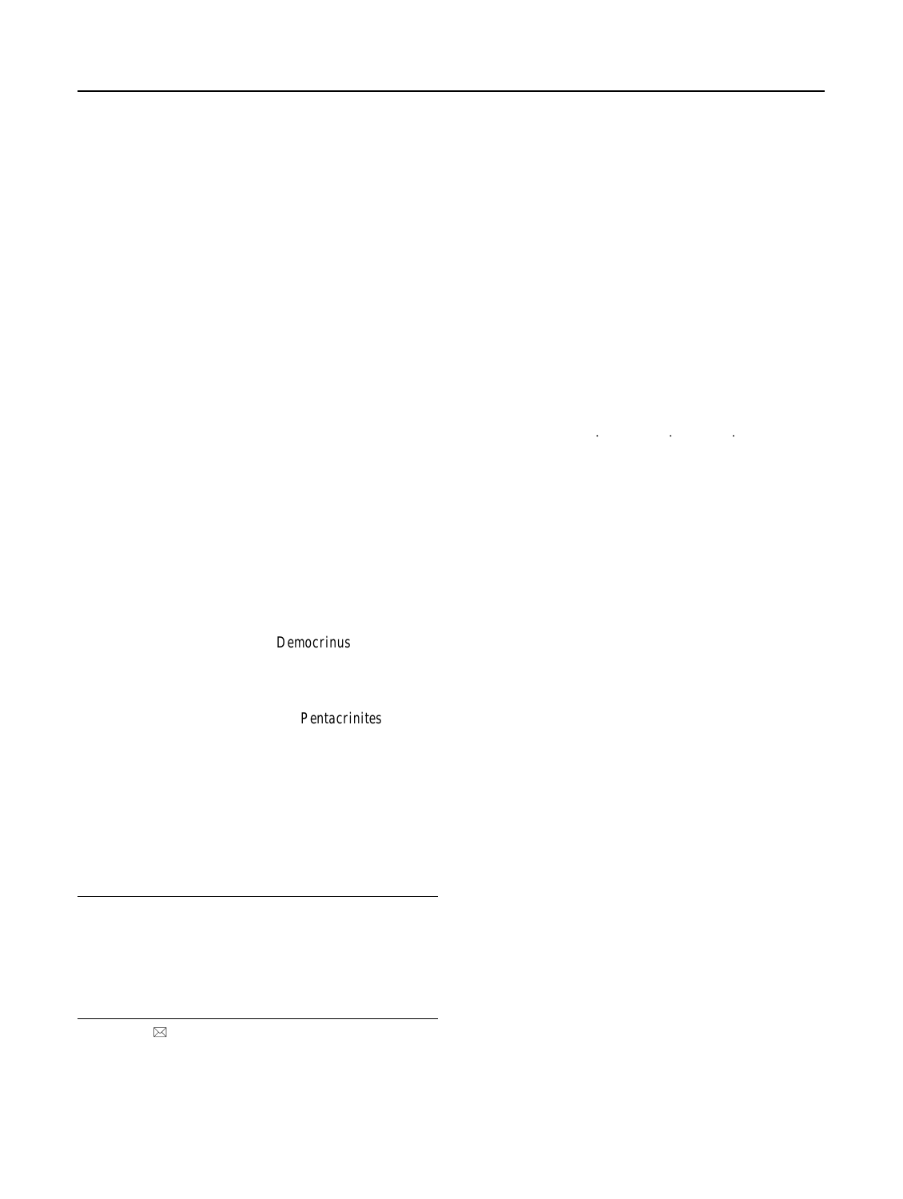*Democrinus*

*Pentacrinites*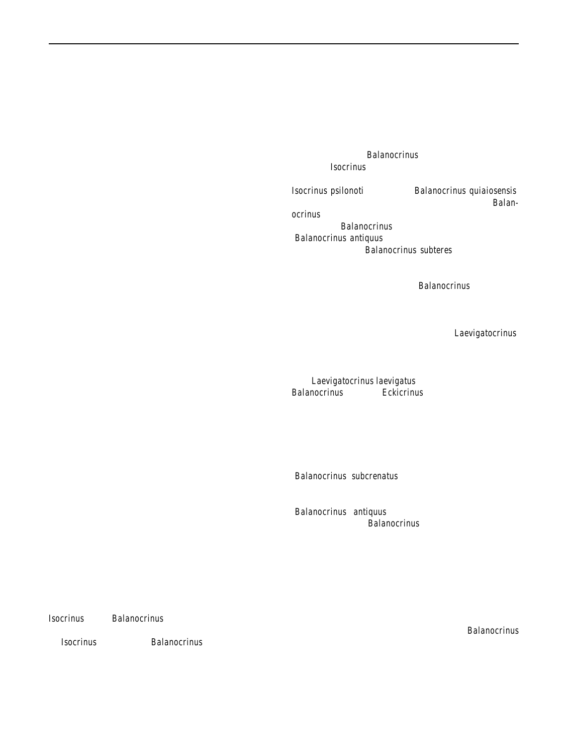*Isocrinus* *Balanocrinus*

*Isocrinus* *Balanocrinus*

*Balanocrinus*
*Isocrinus*

*Isocrinus psilonoti* *Balanocrinus quiaiosensis* *Balanocrinus*
*Balanocrinus*
*Balanocrinus antiquus*
*Balanocrinus subteres*

*Balanocrinus*

*Laevigatocrinus*

*Laevigatocrinus laevigatus*
*Balanocrinus* *Eckicrinus*

*Balanocrinus subcrenatus*

*Balanocrinus antiquus*
*Balanocrinus*

*Balanocrinus*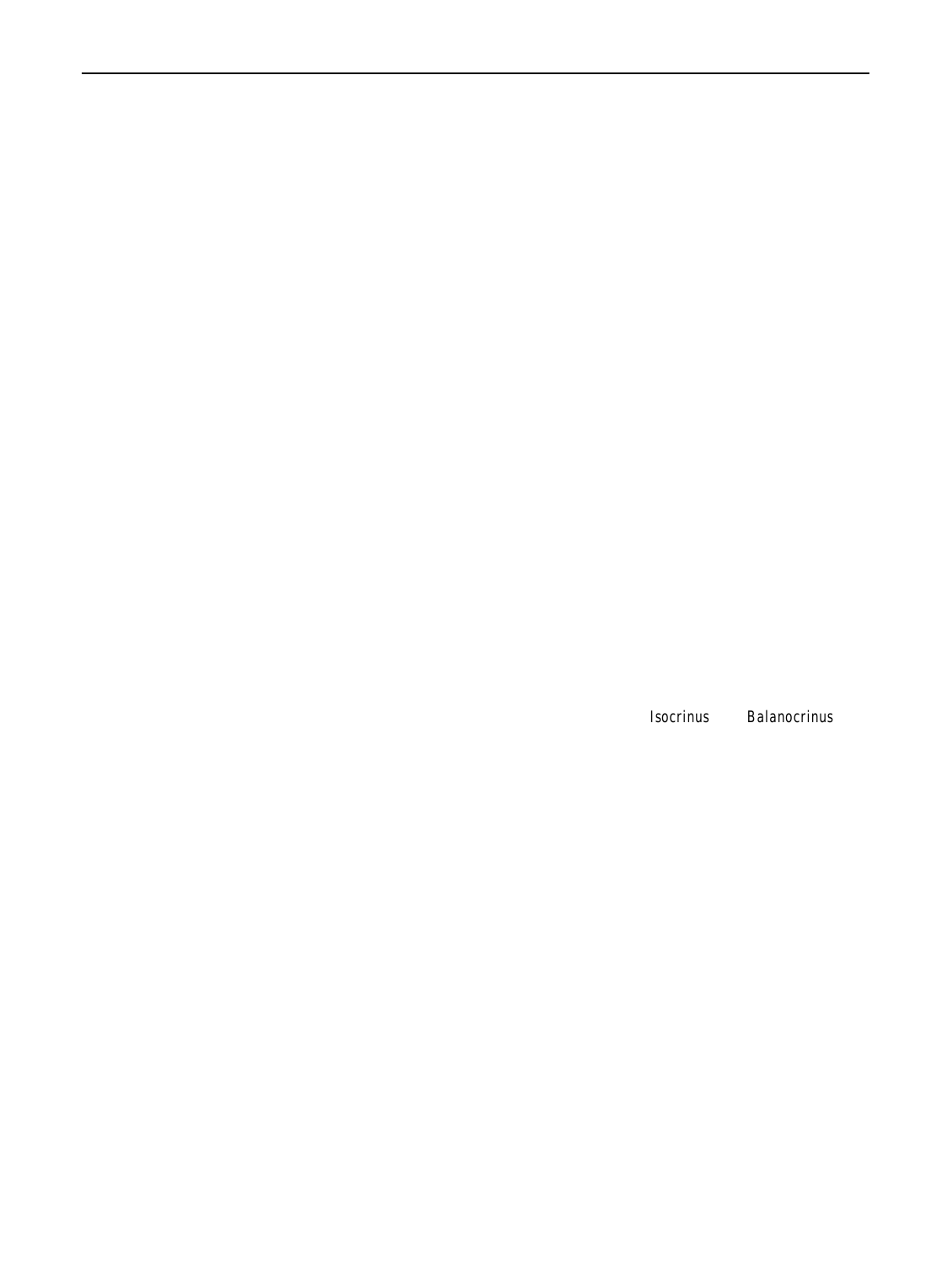*Isocrinus* *Balanocrinus*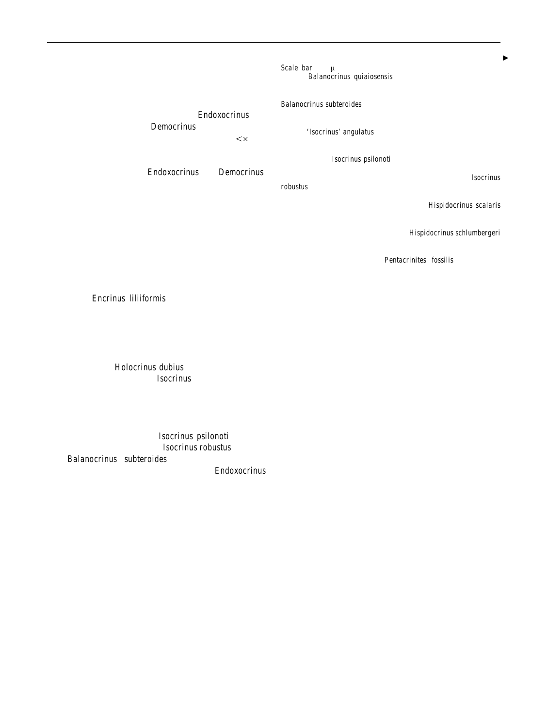Scale bar μ

*Balanocrinus quiaiosensis*

*Balanocrinus subteroides*

*Endoxocrinus*

*Democrinus*

‘*Isocrinus*’ *angulatus*

<×

*Isocrinus psilonoti*

*Endoxocrinus* *Democrinus*

*Isocrinus robustus*

*Hispidocrinus scalaris*

*Hispidocrinus schlumbergeri*

*Pentacrinites fossilis*

*Encrinus liliiformis*

*Holocrinus dubius*

*Isocrinus*

*Isocrinus psilonoti*

*Isocrinus robustus*

*Balanocrinus subteroides*

*Endoxocrinus*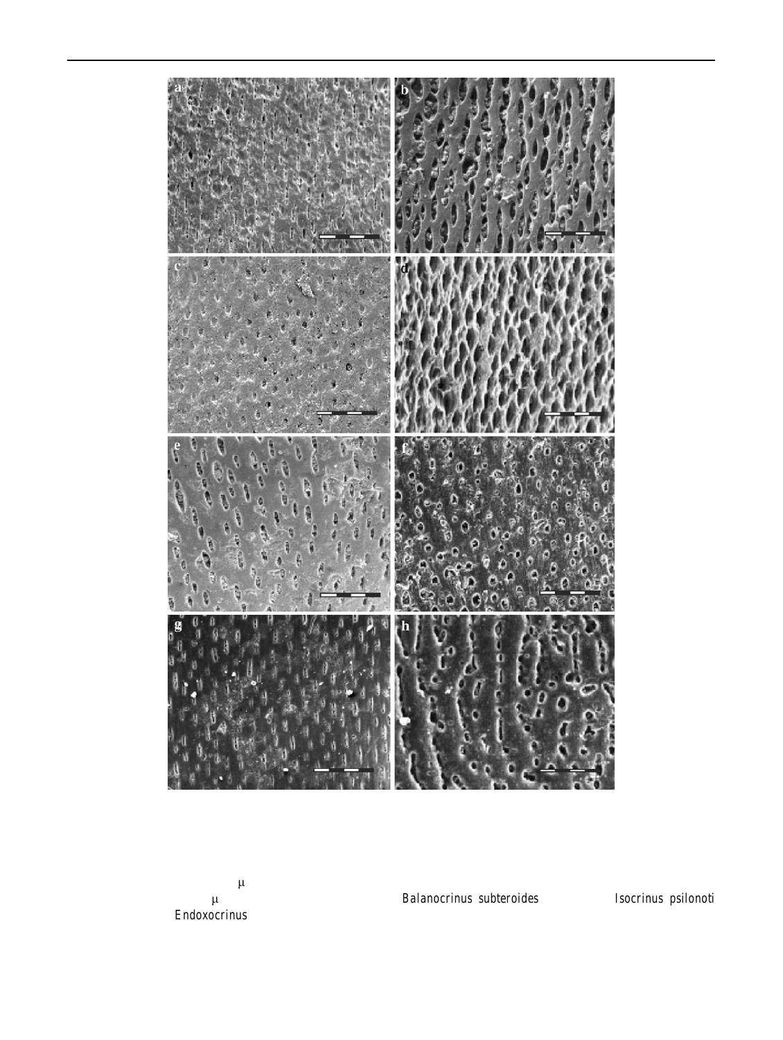μ

μ Balanocrinus subteroides Isocrinus psilonoti

Endoxocrinus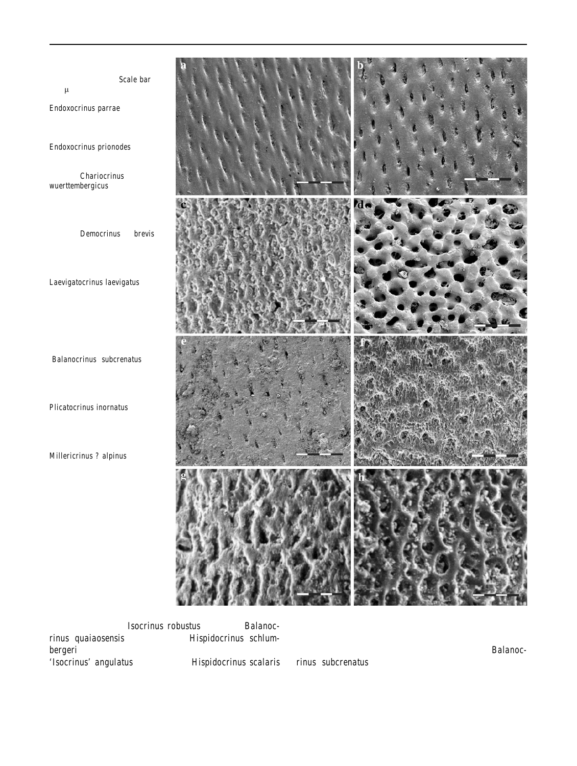Scale bar
μ

*Endoxocrinus parrae*

*Endoxocrinus prionodes*

*Chariocrinus wuerttembergicus*

*Democrinus brevis*

*Laevigatocrinus laevigatus*

*Balanocrinus subcrenatus*

*Plicatocrinus inornatus*

*Millericrinus ? alpinus*

*Isocrinus robustus* *Balanocrinus quaiaosensis* *Hispidocrinus schlumbergeri* *'Isocrinus' angulatus* *Hispidocrinus scalaris* *Balanocrinus subcrenatus*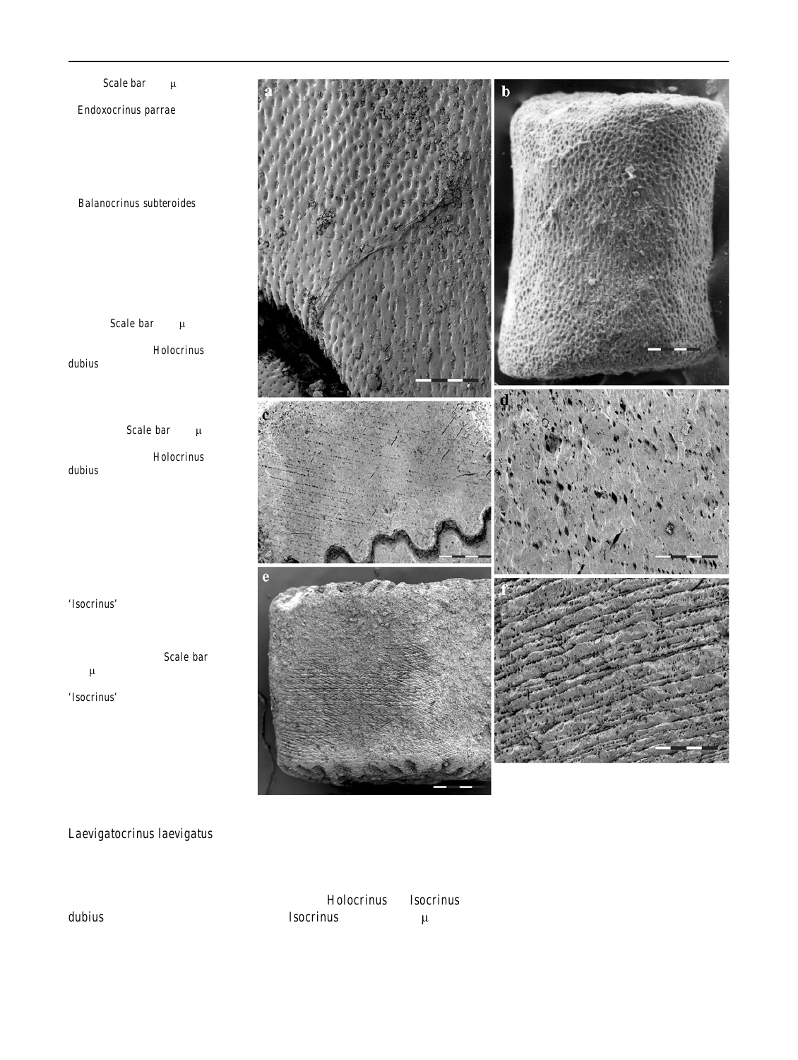Scale bar μ

Endoxocrinus parrae

Balanocrinus subteroides

Scale bar μ

Holocrinus dubius

Scale bar μ

Holocrinus dubius

'Isocrinus'

Scale bar μ

'Isocrinus'

Laevigatocrinus laevigatus

Holocrinus Isocrinus

dubius Isocrinus μ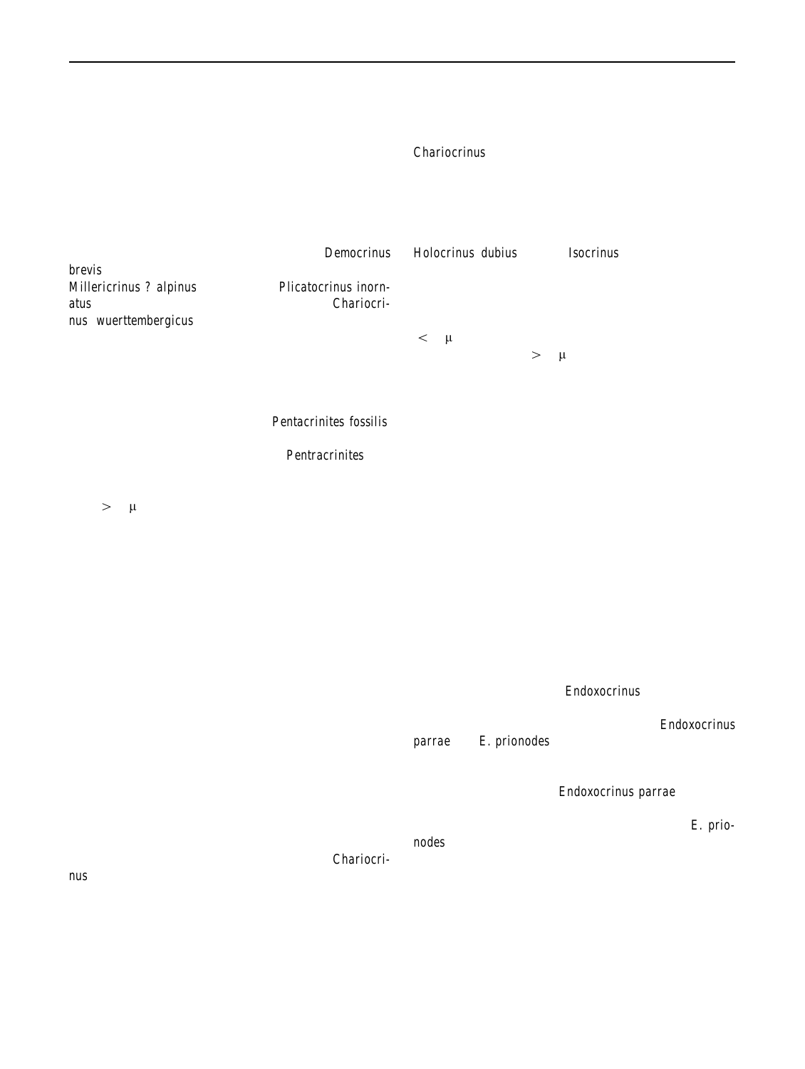*Democrinus*

*brevis*

*Millericrinus ? alpinus* *Plicatocrinus inornatus* *Chariocrinus wuerttembergicus*

*Pentacrinites fossilis*

*Pentracrinites*

$> \mu$

*Chariocrinus*

*Chariocrinus*

*Holocrinus dubius* *Isocrinus*

$< \mu$

$> \mu$

*Endoxocrinus*

*Endoxocrinus parrae* *E. prionodes*

*Endoxocrinus parrae*

*E. prionodes*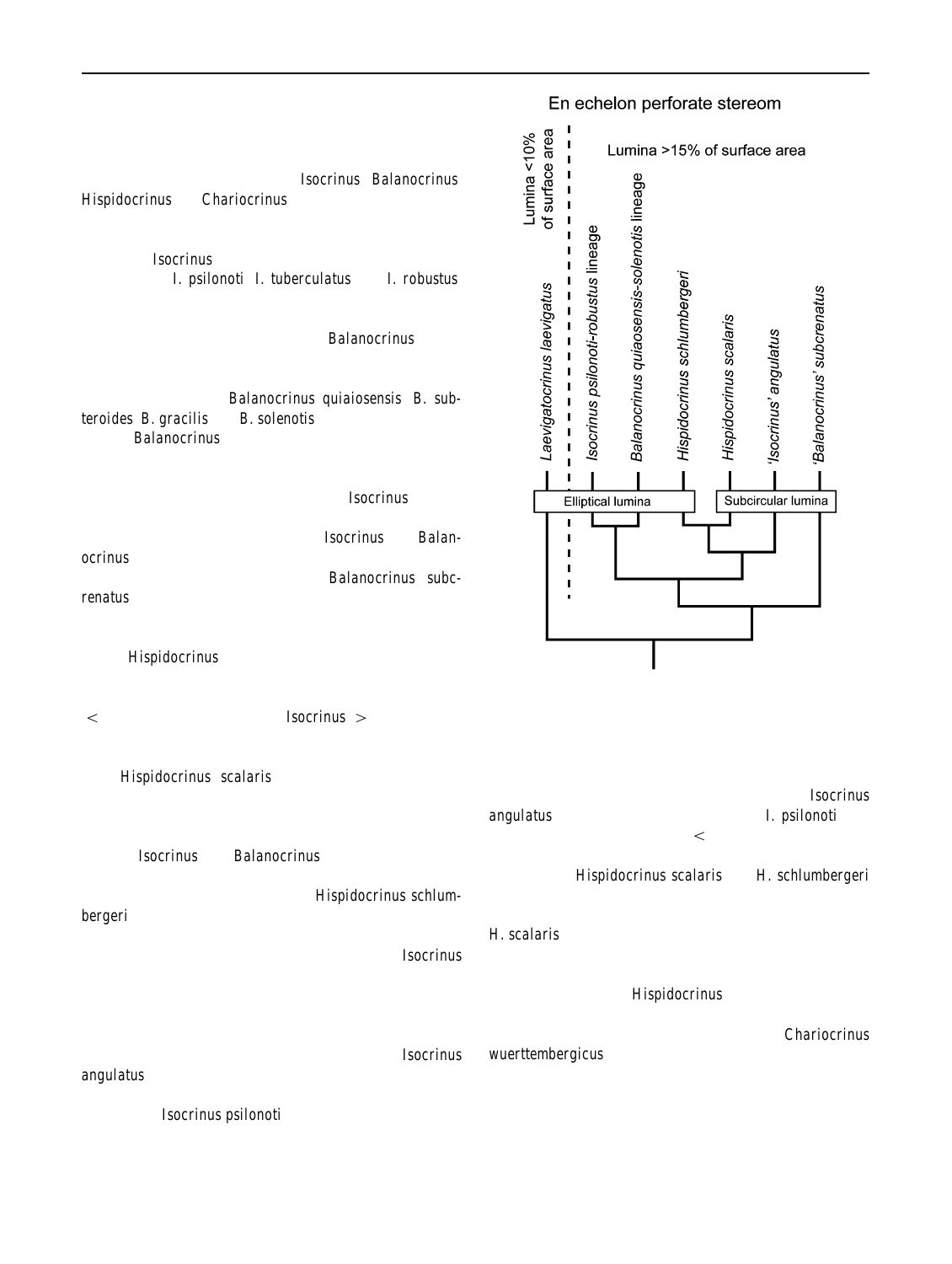*Isocrinus* *Balanocrinus* *Hispidocrinus* *Chariocrinus*

*Isocrinus* *I. psilonoti* *I. tuberculatus* *I. robustus*

*Balanocrinus*

*Balanocrinus quiaiosensis* *B. subteroides* *B. gracilis* *B. solenotis* *Balanocrinus*

*Isocrinus*

*Isocrinus* *Balanocrinus*

*Balanocrinus subcrenatus*

*Hispidocrinus*

< *Isocrinus* >

*Hispidocrinus scalaris*

*Isocrinus* *Balanocrinus*

*Hispidocrinus schlumbergeri*

*Isocrinus*

*Isocrinus angulatus*

*Isocrinus psilonoti*

En echelon perforate stereom

Lumina <10% of surface area

Lumina >15% of surface area

*Laevigatocrinus laevigatus*

*Isocrinus psilonoti-robustus* lineage

*Balanocrinus quiaosensis-solenotis* lineage

*Hispidocrinus schlumbergeri*

*Hispidocrinus scalaris*

*'Isocrinus' angulatus*

*'Balanocrinus' subcrenatus*

Elliptical lumina

Subcircular lumina

*Isocrinus angulatus* *I. psilonoti*

<

*Hispidocrinus scalaris* *H. schlumbergeri*

*H. scalaris*

*Hispidocrinus*

*Chariocrinus wuerttembergicus*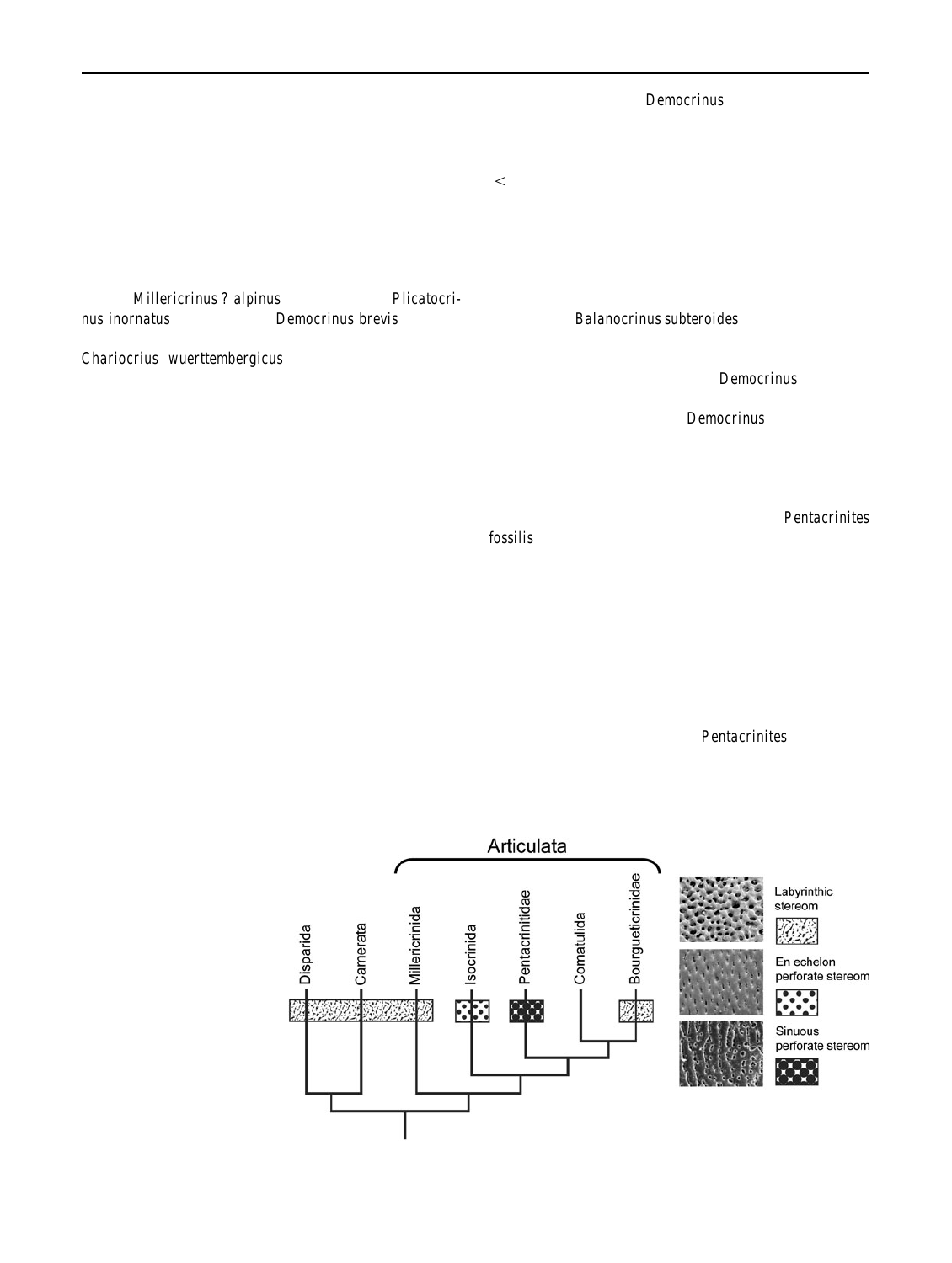*Democrinus*

<

*Millericrinus ? alpinus* *Plicatocrinus inornatus* *Democrinus brevis* *Balanocrinus subteroides*

*Chariocrius wuerttembergicus*

*Democrinus*

*Democrinus*

*Pentacrinites fossilis*

*Pentacrinites*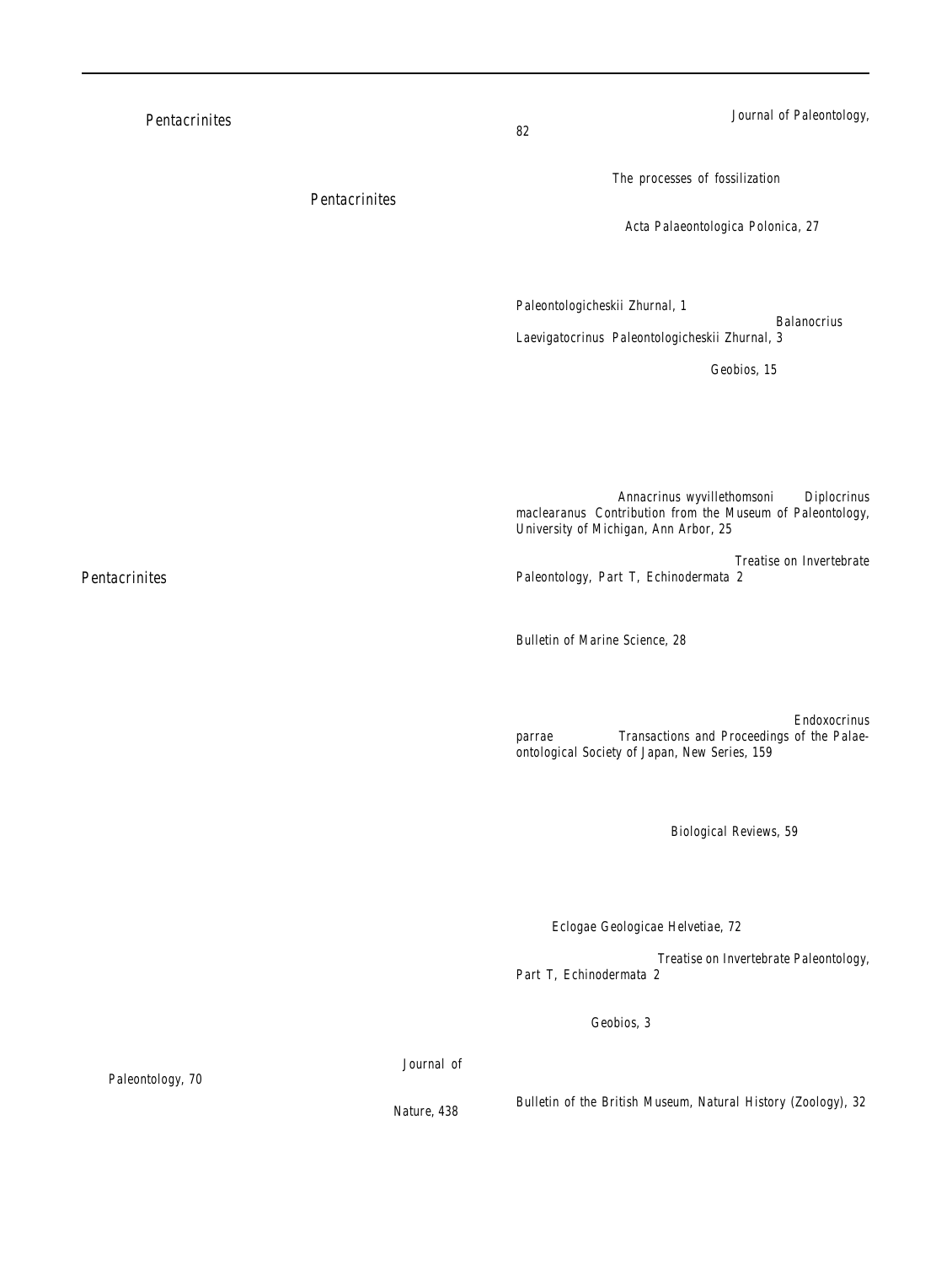Pentacrinites

Pentacrinites

Pentacrinites

Journal of

Paleontology, 70

Nature, 438

Journal of Paleontology,

82

The processes of fossilization

Acta Palaeontologica Polonica, 27

Paleontologicheskii Zhurnal, 1

Balanocrius

Laevigatocrinus Paleontologicheskii Zhurnal, 3

Geobios, 15

Annacrinus wyvillethomsoni Diplocrinus maclearanus Contribution from the Museum of Paleontology, University of Michigan, Ann Arbor, 25

Treatise on Invertebrate Paleontology, Part T, Echinodermata 2

Bulletin of Marine Science, 28

Endoxocrinus parrae Transactions and Proceedings of the Palaeontological Society of Japan, New Series, 159

Biological Reviews, 59

Eclogae Geologicae Helvetiae, 72

Treatise on Invertebrate Paleontology, Part T, Echinodermata 2

Geobios, 3

Bulletin of the British Museum, Natural History (Zoology), 32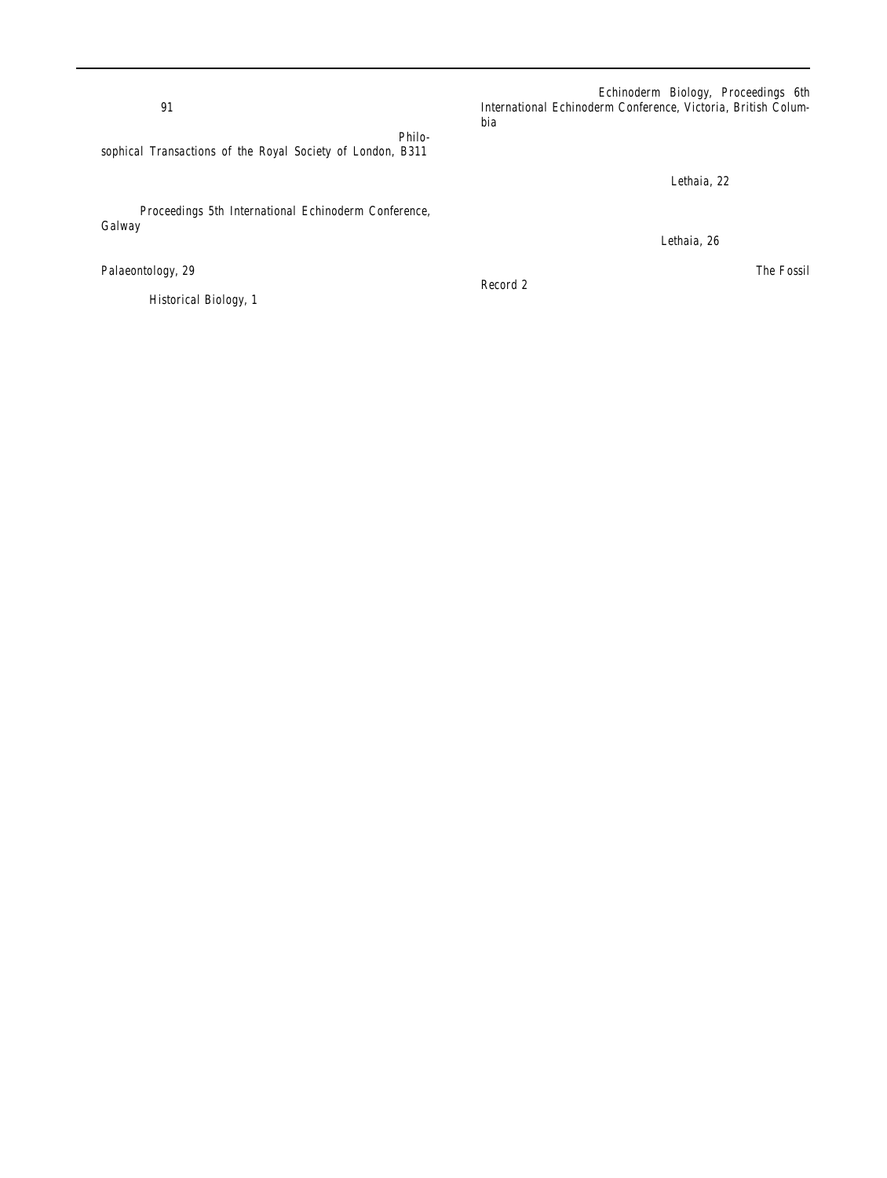91

*Philosophical Transactions of the Royal Society of London, B311*

*Proceedings 5th International Echinoderm Conference, Galway*

*Palaeontology, 29*

*Historical Biology, 1*

*Echinoderm Biology, Proceedings 6th International Echinoderm Conference, Victoria, British Columbia*

*Lethaia, 22*

*Lethaia, 26*

*The Fossil Record 2*